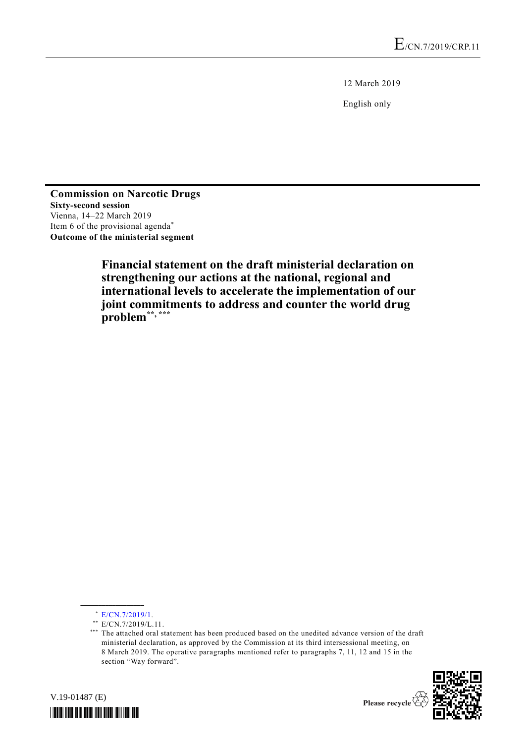12 March 2019

English only

**Commission on Narcotic Drugs**
**Sixty-second session**
Vienna, 14–22 March 2019
Item 6 of the provisional agenda*
**Outcome of the ministerial segment**

# Financial statement on the draft ministerial declaration on strengthening our actions at the national, regional and international levels to accelerate the implementation of our joint commitments to address and counter the world drug problem**, ***

---

\* E/CN.7/2019/1.

\*\* E/CN.7/2019/L.11.

\*\*\* The attached oral statement has been produced based on the unedited advance version of the draft ministerial declaration, as approved by the Commission at its third intersessional meeting, on 8 March 2019. The operative paragraphs mentioned refer to paragraphs 7, 11, 12 and 15 in the section "Way forward".

V.19-01487 (E)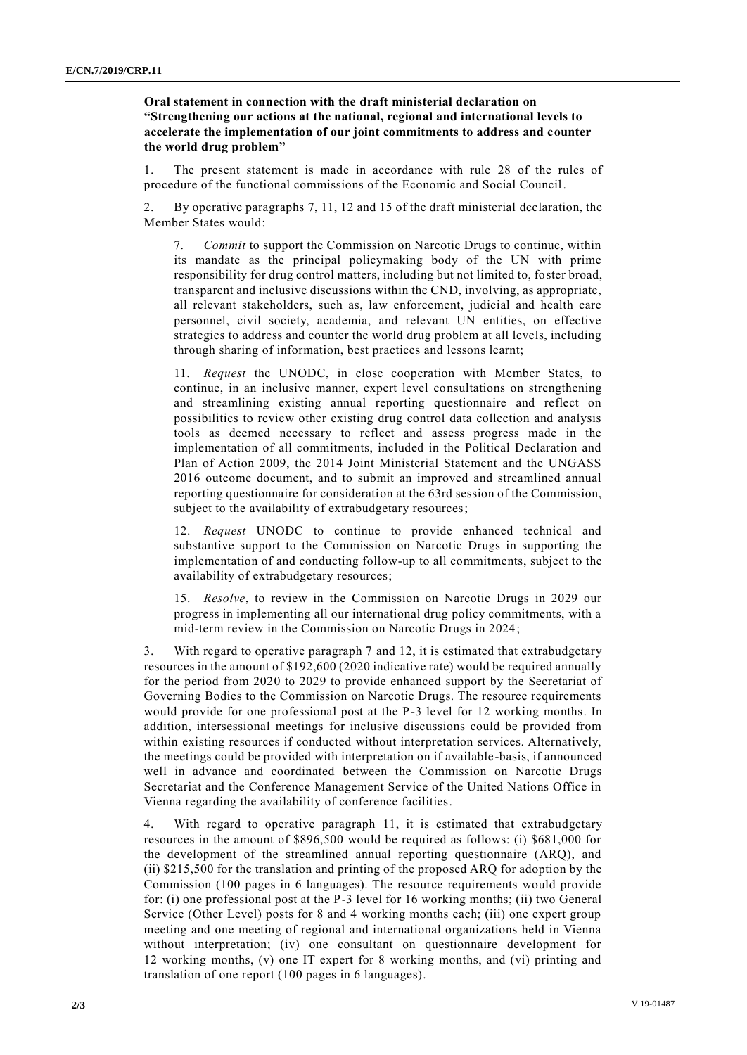**Oral statement in connection with the draft ministerial declaration on "Strengthening our actions at the national, regional and international levels to accelerate the implementation of our joint commitments to address and counter the world drug problem"**

1. The present statement is made in accordance with rule 28 of the rules of procedure of the functional commissions of the Economic and Social Council.

2. By operative paragraphs 7, 11, 12 and 15 of the draft ministerial declaration, the Member States would:

> 7. *Commit* to support the Commission on Narcotic Drugs to continue, within its mandate as the principal policymaking body of the UN with prime responsibility for drug control matters, including but not limited to, foster broad, transparent and inclusive discussions within the CND, involving, as appropriate, all relevant stakeholders, such as, law enforcement, judicial and health care personnel, civil society, academia, and relevant UN entities, on effective strategies to address and counter the world drug problem at all levels, including through sharing of information, best practices and lessons learnt;
>
> 11. *Request* the UNODC, in close cooperation with Member States, to continue, in an inclusive manner, expert level consultations on strengthening and streamlining existing annual reporting questionnaire and reflect on possibilities to review other existing drug control data collection and analysis tools as deemed necessary to reflect and assess progress made in the implementation of all commitments, included in the Political Declaration and Plan of Action 2009, the 2014 Joint Ministerial Statement and the UNGASS 2016 outcome document, and to submit an improved and streamlined annual reporting questionnaire for consideration at the 63rd session of the Commission, subject to the availability of extrabudgetary resources;
>
> 12. *Request* UNODC to continue to provide enhanced technical and substantive support to the Commission on Narcotic Drugs in supporting the implementation of and conducting follow-up to all commitments, subject to the availability of extrabudgetary resources;
>
> 15. *Resolve*, to review in the Commission on Narcotic Drugs in 2029 our progress in implementing all our international drug policy commitments, with a mid-term review in the Commission on Narcotic Drugs in 2024;

3. With regard to operative paragraph 7 and 12, it is estimated that extrabudgetary resources in the amount of $192,600 (2020 indicative rate) would be required annually for the period from 2020 to 2029 to provide enhanced support by the Secretariat of Governing Bodies to the Commission on Narcotic Drugs. The resource requirements would provide for one professional post at the P-3 level for 12 working months. In addition, intersessional meetings for inclusive discussions could be provided from within existing resources if conducted without interpretation services. Alternatively, the meetings could be provided with interpretation on if available-basis, if announced well in advance and coordinated between the Commission on Narcotic Drugs Secretariat and the Conference Management Service of the United Nations Office in Vienna regarding the availability of conference facilities.

4. With regard to operative paragraph 11, it is estimated that extrabudgetary resources in the amount of $896,500 would be required as follows: (i) $681,000 for the development of the streamlined annual reporting questionnaire (ARQ), and (ii) $215,500 for the translation and printing of the proposed ARQ for adoption by the Commission (100 pages in 6 languages). The resource requirements would provide for: (i) one professional post at the P-3 level for 16 working months; (ii) two General Service (Other Level) posts for 8 and 4 working months each; (iii) one expert group meeting and one meeting of regional and international organizations held in Vienna without interpretation; (iv) one consultant on questionnaire development for 12 working months, (v) one IT expert for 8 working months, and (vi) printing and translation of one report (100 pages in 6 languages).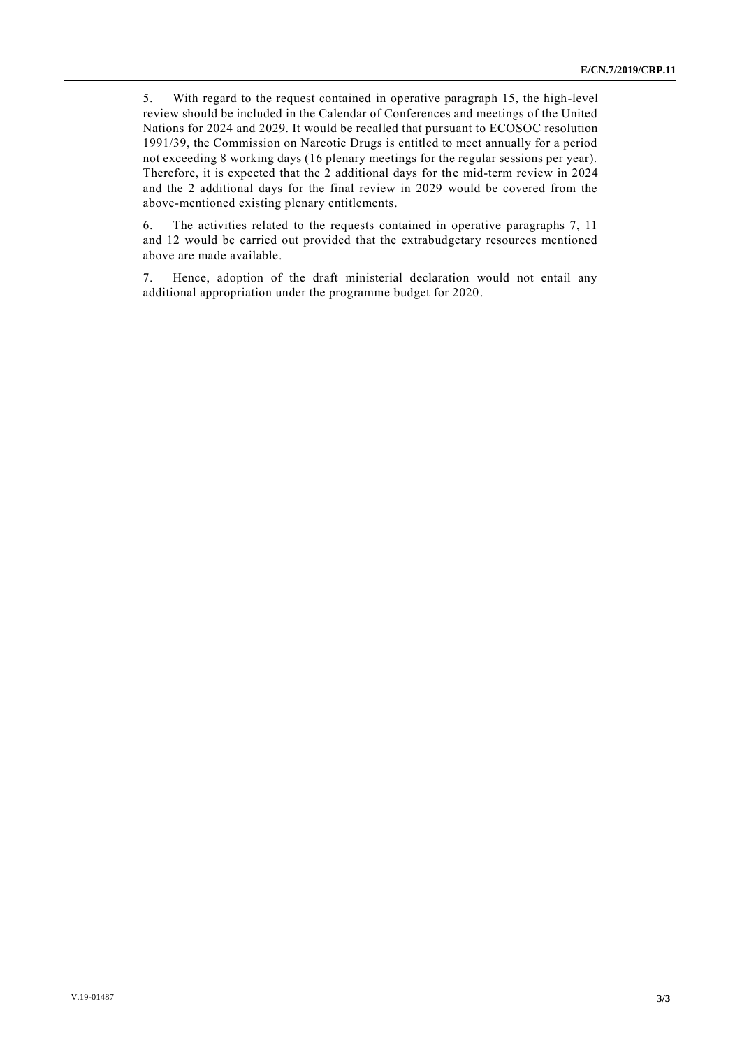5. With regard to the request contained in operative paragraph 15, the high-level review should be included in the Calendar of Conferences and meetings of the United Nations for 2024 and 2029. It would be recalled that pursuant to ECOSOC resolution 1991/39, the Commission on Narcotic Drugs is entitled to meet annually for a period not exceeding 8 working days (16 plenary meetings for the regular sessions per year). Therefore, it is expected that the 2 additional days for the mid-term review in 2024 and the 2 additional days for the final review in 2029 would be covered from the above-mentioned existing plenary entitlements.

6. The activities related to the requests contained in operative paragraphs 7, 11 and 12 would be carried out provided that the extrabudgetary resources mentioned above are made available.

7. Hence, adoption of the draft ministerial declaration would not entail any additional appropriation under the programme budget for 2020.